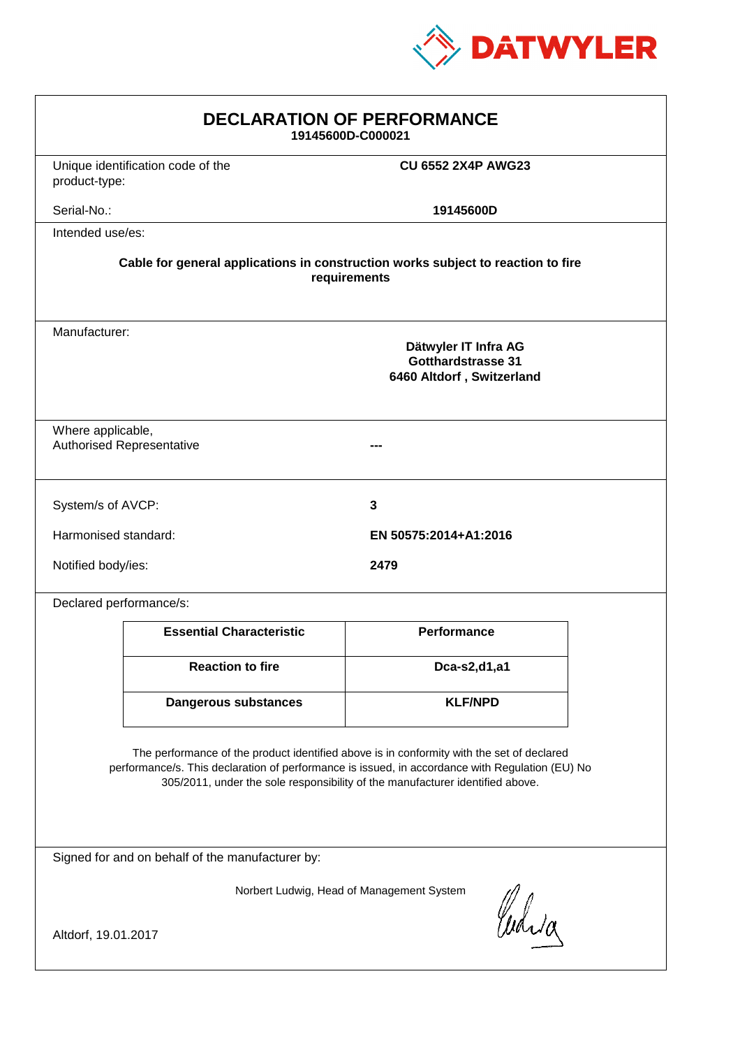# DECLARATION OF PERFORMANCE

**19145600D-C000021**

Unique identification code of the product-type: **CU 6552 2X4P AWG23**

Serial-No.: **19145600D**

Intended use/es:

**Cable for general applications in construction works subject to reaction to fire requirements**

Manufacturer:

**Dätwyler IT Infra AG**
**Gotthardstrasse 31**
**6460 Altdorf , Switzerland**

Where applicable,
Authorised Representative: **---**

System/s of AVCP: **3**

Harmonised standard: **EN 50575:2014+A1:2016**

Notified body/ies: **2479**

Declared performance/s:

| Essential Characteristic | Performance |
|---|---|
| **Reaction to fire** | **Dca-s2,d1,a1** |
| **Dangerous substances** | **KLF/NPD** |

The performance of the product identified above is in conformity with the set of declared performance/s. This declaration of performance is issued, in accordance with Regulation (EU) No 305/2011, under the sole responsibility of the manufacturer identified above.

Signed for and on behalf of the manufacturer by:

Norbert Ludwig, Head of Management System

Altdorf, 19.01.2017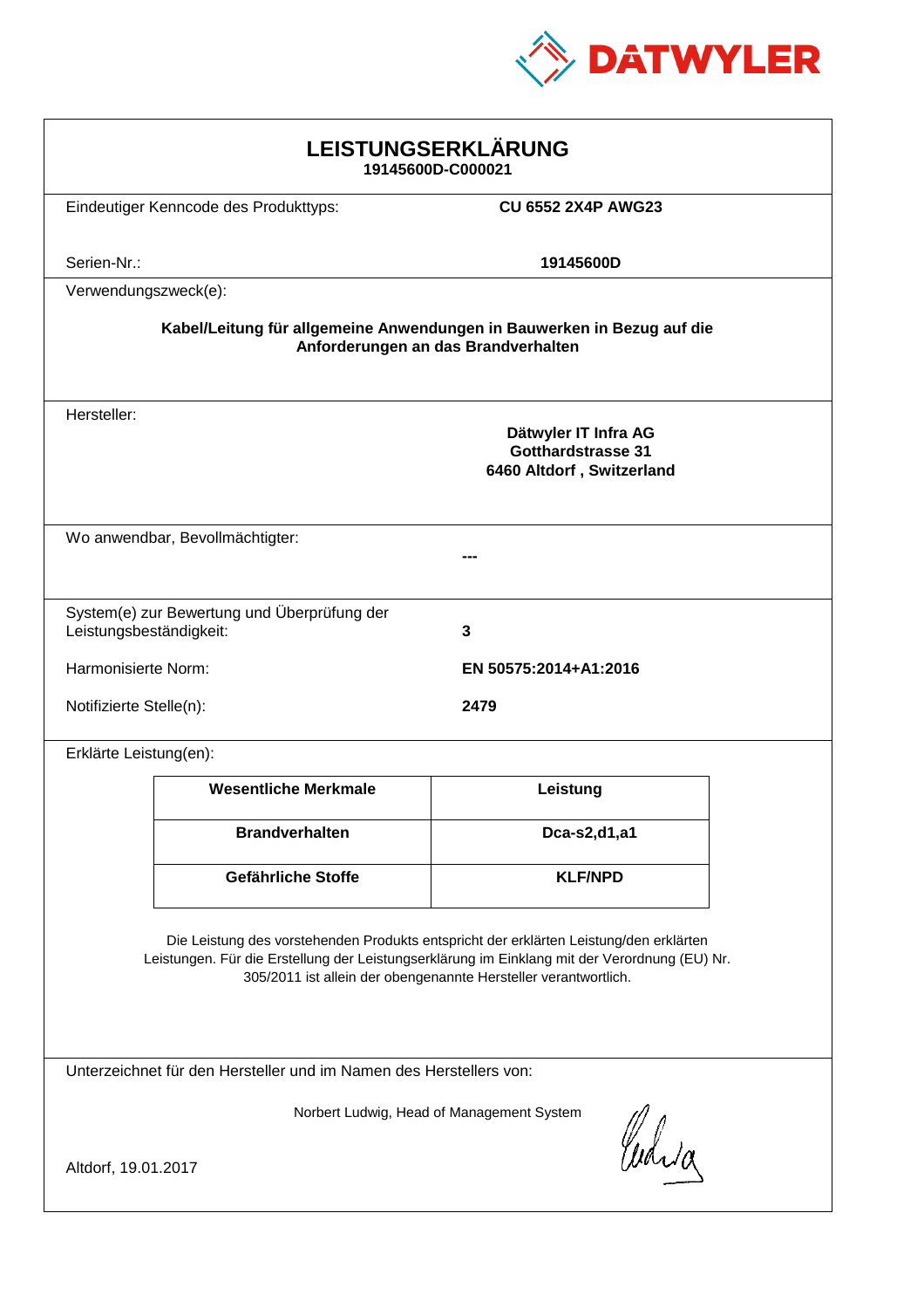DATWYLER

# LEISTUNGSERKLÄRUNG

**19145600D-C000021**

Eindeutiger Kenncode des Produkttyps: **CU 6552 2X4P AWG23**

Serien-Nr.: **19145600D**

Verwendungszweck(e):

**Kabel/Leitung für allgemeine Anwendungen in Bauwerken in Bezug auf die Anforderungen an das Brandverhalten**

Hersteller:

**Dätwyler IT Infra AG**
**Gotthardstrasse 31**
**6460 Altdorf , Switzerland**

Wo anwendbar, Bevollmächtigter: **---**

System(e) zur Bewertung und Überprüfung der Leistungsbeständigkeit: **3**

Harmonisierte Norm: **EN 50575:2014+A1:2016**

Notifizierte Stelle(n): **2479**

Erklärte Leistung(en):

| Wesentliche Merkmale | Leistung |
|---|---|
| **Brandverhalten** | **Dca-s2,d1,a1** |
| **Gefährliche Stoffe** | **KLF/NPD** |

Die Leistung des vorstehenden Produkts entspricht der erklärten Leistung/den erklärten Leistungen. Für die Erstellung der Leistungserklärung im Einklang mit der Verordnung (EU) Nr. 305/2011 ist allein der obengenannte Hersteller verantwortlich.

Unterzeichnet für den Hersteller und im Namen des Herstellers von:

Norbert Ludwig, Head of Management System

Altdorf, 19.01.2017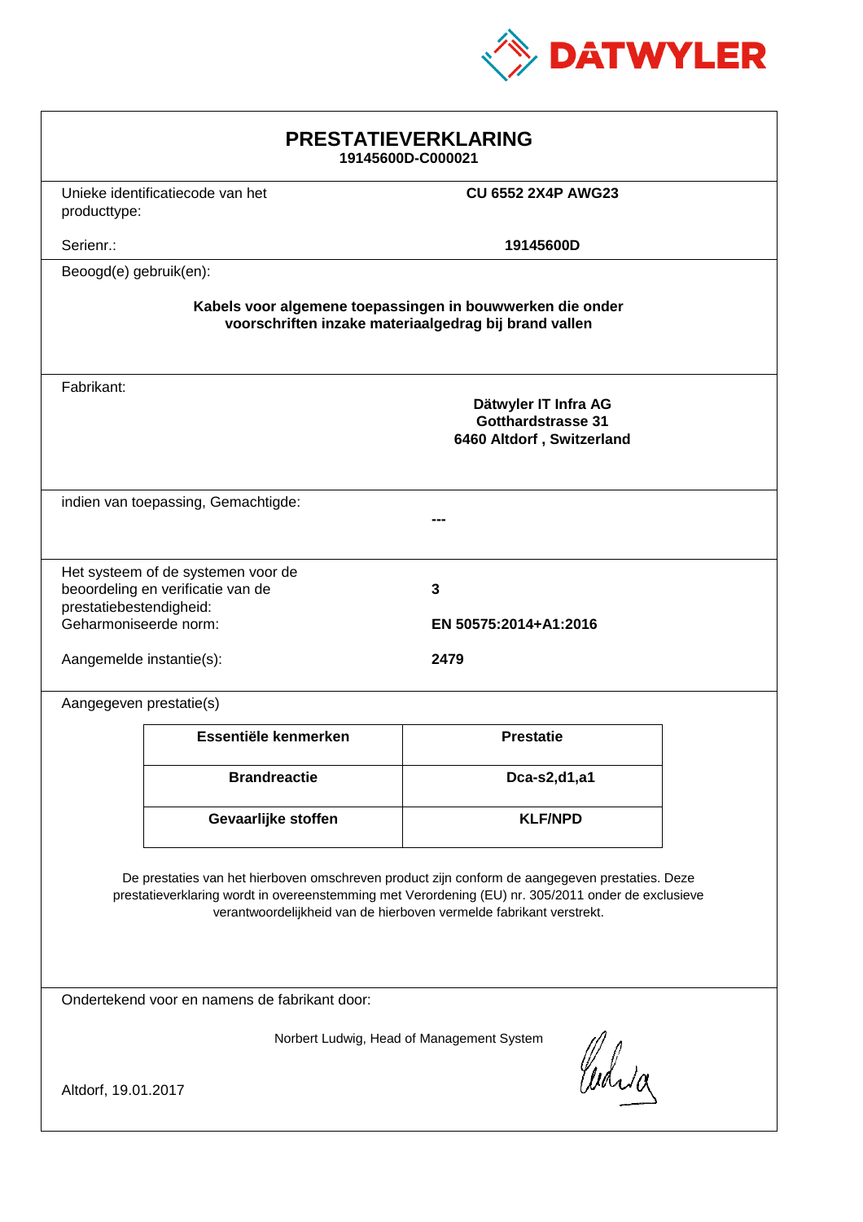DATWYLER

# PRESTATIEVERKLARING

**19145600D-C000021**

| | |
|---|---|
| Unieke identificatiecode van het producttype: | **CU 6552 2X4P AWG23** |
| Serienr.: | **19145600D** |

Beoogd(e) gebruik(en):

**Kabels voor algemene toepassingen in bouwwerken die onder voorschriften inzake materiaalgedrag bij brand vallen**

Fabrikant:

**Dätwyler IT Infra AG**
**Gotthardstrasse 31**
**6460 Altdorf , Switzerland**

indien van toepassing, Gemachtigde:

**---**

| | |
|---|---|
| Het systeem of de systemen voor de beoordeling en verificatie van de prestatiebestendigheid: | **3** |
| Geharmoniseerde norm: | **EN 50575:2014+A1:2016** |
| Aangemelde instantie(s): | **2479** |

Aangegeven prestatie(s)

| Essentiële kenmerken | Prestatie |
|---|---|
| **Brandreactie** | **Dca-s2,d1,a1** |
| **Gevaarlijke stoffen** | **KLF/NPD** |

De prestaties van het hierboven omschreven product zijn conform de aangegeven prestaties. Deze prestatieverklaring wordt in overeenstemming met Verordening (EU) nr. 305/2011 onder de exclusieve verantwoordelijkheid van de hierboven vermelde fabrikant verstrekt.

Ondertekend voor en namens de fabrikant door:

Norbert Ludwig, Head of Management System

Altdorf, 19.01.2017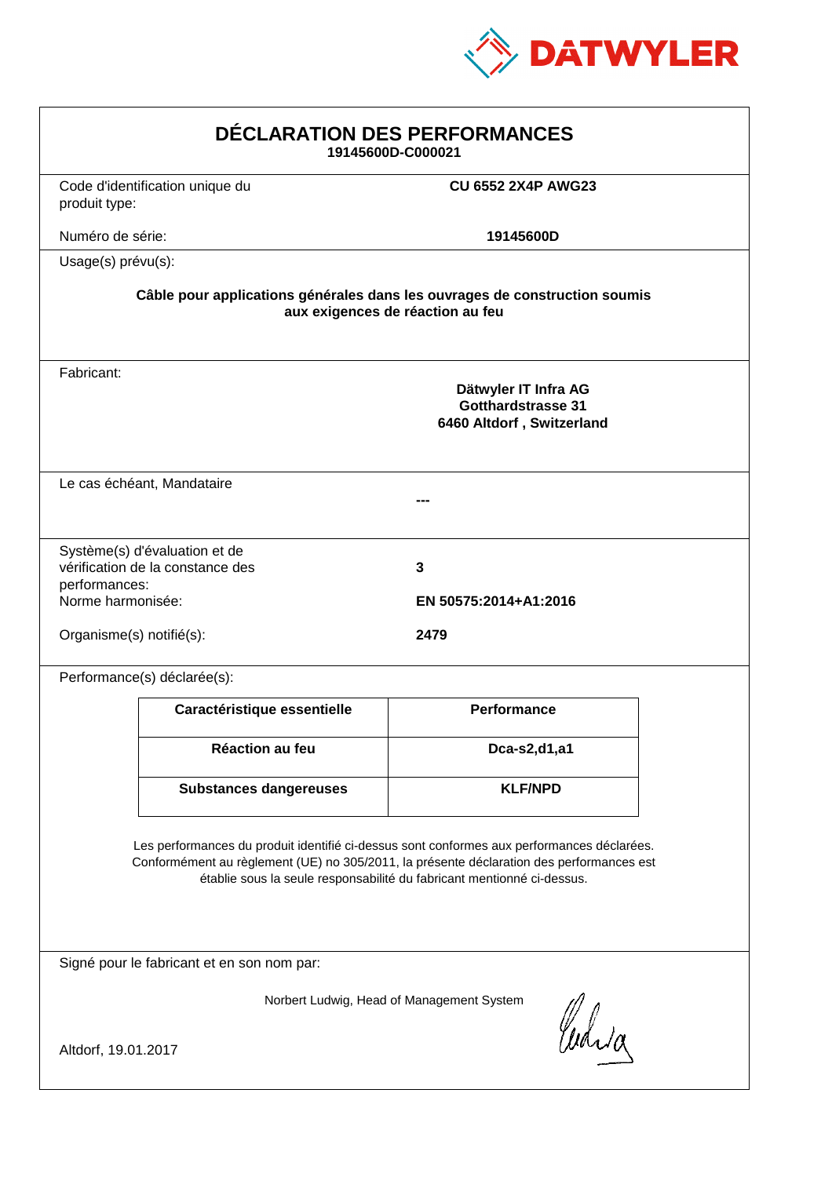DATWYLER

# DÉCLARATION DES PERFORMANCES

**19145600D-C000021**

Code d'identification unique du produit type: **CU 6552 2X4P AWG23**

Numéro de série: **19145600D**

Usage(s) prévu(s):

**Câble pour applications générales dans les ouvrages de construction soumis aux exigences de réaction au feu**

Fabricant:

**Dätwyler IT Infra AG**
**Gotthardstrasse 31**
**6460 Altdorf , Switzerland**

Le cas échéant, Mandataire

**---**

Système(s) d'évaluation et de vérification de la constance des performances: **3**

Norme harmonisée: **EN 50575:2014+A1:2016**

Organisme(s) notifié(s): **2479**

Performance(s) déclarée(s):

| Caractéristique essentielle | Performance |
| --- | --- |
| **Réaction au feu** | **Dca-s2,d1,a1** |
| **Substances dangereuses** | **KLF/NPD** |

Les performances du produit identifié ci-dessus sont conformes aux performances déclarées. Conformément au règlement (UE) no 305/2011, la présente déclaration des performances est établie sous la seule responsabilité du fabricant mentionné ci-dessus.

Signé pour le fabricant et en son nom par:

Norbert Ludwig, Head of Management System

Altdorf, 19.01.2017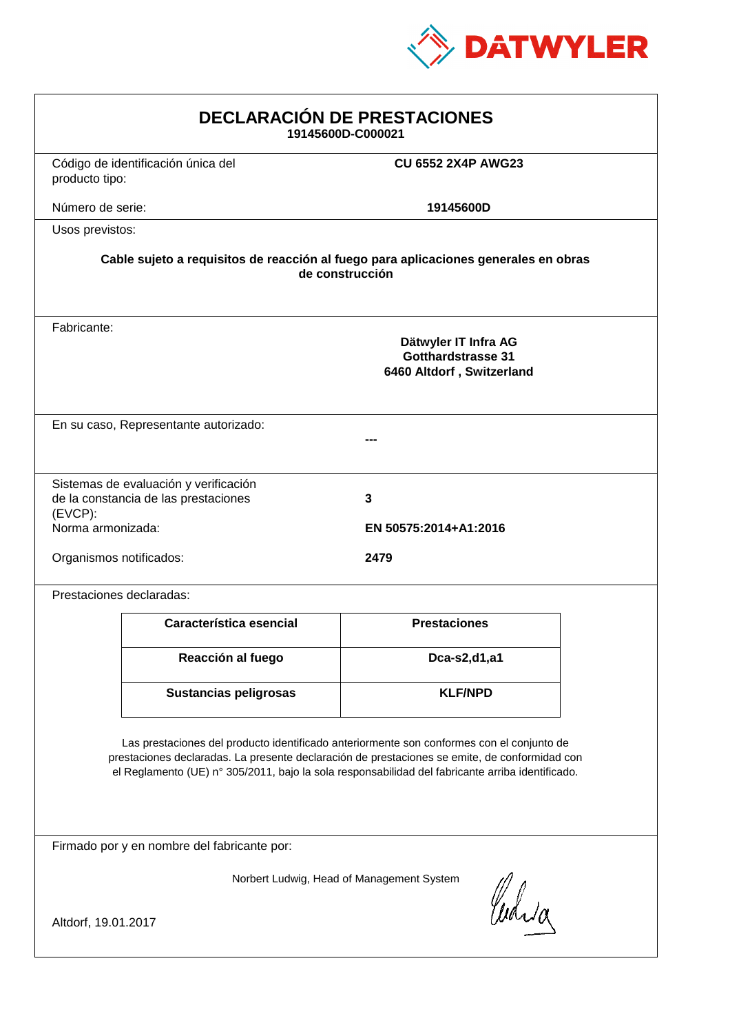DATWYLER

# DECLARACIÓN DE PRESTACIONES

**19145600D-C000021**

Código de identificación única del producto tipo: **CU 6552 2X4P AWG23**

Número de serie: **19145600D**

Usos previstos:

**Cable sujeto a requisitos de reacción al fuego para aplicaciones generales en obras de construcción**

Fabricante:

**Dätwyler IT Infra AG**
**Gotthardstrasse 31**
**6460 Altdorf , Switzerland**

En su caso, Representante autorizado: **---**

Sistemas de evaluación y verificación de la constancia de las prestaciones (EVCP): **3**

Norma armonizada: **EN 50575:2014+A1:2016**

Organismos notificados: **2479**

Prestaciones declaradas:

| Característica esencial | Prestaciones |
|---|---|
| **Reacción al fuego** | **Dca-s2,d1,a1** |
| **Sustancias peligrosas** | **KLF/NPD** |

Las prestaciones del producto identificado anteriormente son conformes con el conjunto de prestaciones declaradas. La presente declaración de prestaciones se emite, de conformidad con el Reglamento (UE) n° 305/2011, bajo la sola responsabilidad del fabricante arriba identificado.

Firmado por y en nombre del fabricante por:

Norbert Ludwig, Head of Management System

Altdorf, 19.01.2017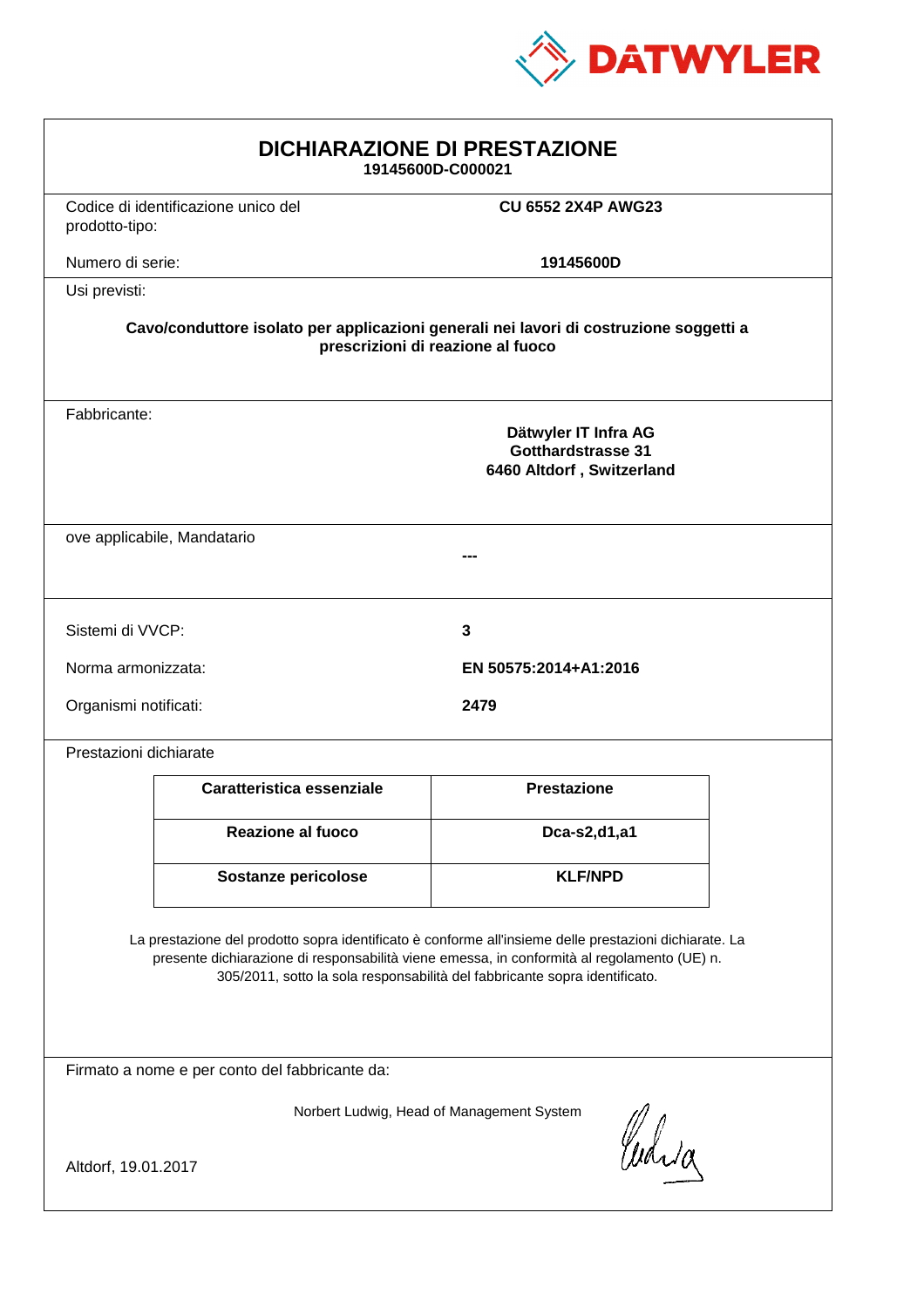DATWYLER

# DICHIARAZIONE DI PRESTAZIONE

**19145600D-C000021**

Codice di identificazione unico del prodotto-tipo: **CU 6552 2X4P AWG23**

Numero di serie: **19145600D**

Usi previsti:

**Cavo/conduttore isolato per applicazioni generali nei lavori di costruzione soggetti a prescrizioni di reazione al fuoco**

Fabbricante:

**Dätwyler IT Infra AG**
**Gotthardstrasse 31**
**6460 Altdorf , Switzerland**

ove applicabile, Mandatario

**---**

Sistemi di VVCP: **3**

Norma armonizzata: **EN 50575:2014+A1:2016**

Organismi notificati: **2479**

Prestazioni dichiarate

| Caratteristica essenziale | Prestazione |
|---|---|
| **Reazione al fuoco** | **Dca-s2,d1,a1** |
| **Sostanze pericolose** | **KLF/NPD** |

La prestazione del prodotto sopra identificato è conforme all'insieme delle prestazioni dichiarate. La presente dichiarazione di responsabilità viene emessa, in conformità al regolamento (UE) n. 305/2011, sotto la sola responsabilità del fabbricante sopra identificato.

Firmato a nome e per conto del fabbricante da:

Norbert Ludwig, Head of Management System

Altdorf, 19.01.2017